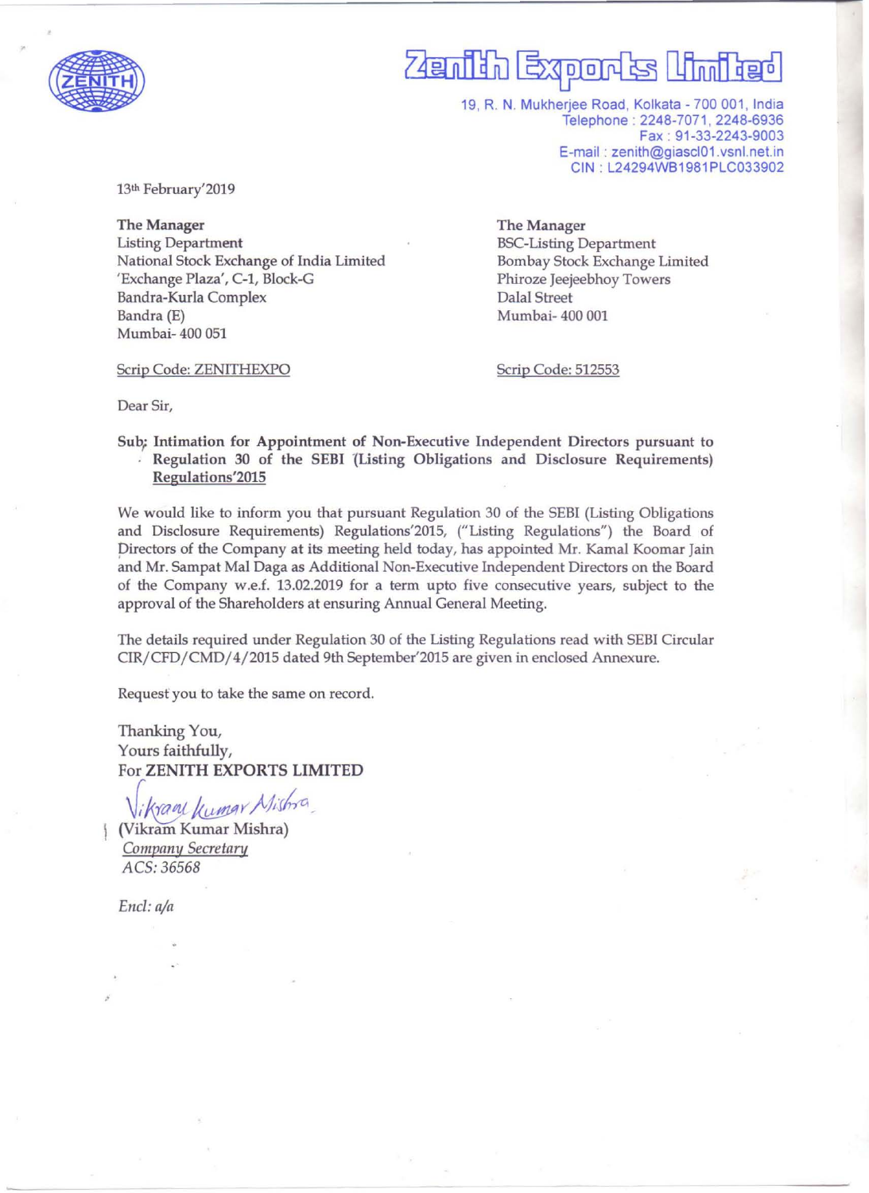# Zenith Exports Limited

19, R. N. Mukherjee Road, Kolkata - 700 001, India
Telephone : 2248-7071, 2248-6936
Fax : 91-33-2243-9003
E-mail : zenith@giascl01.vsnl.net.in
CIN : L24294WB1981PLC033902

13th February'2019

**The Manager**
Listing Department
National Stock Exchange of India Limited
'Exchange Plaza', C-1, Block-G
Bandra-Kurla Complex
Bandra (E)
Mumbai- 400 051

Scrip Code: ZENITHEXPO

**The Manager**
BSC-Listing Department
Bombay Stock Exchange Limited
Phiroze Jeejeebhoy Towers
Dalal Street
Mumbai- 400 001

Scrip Code: 512553

Dear Sir,

**Sub: Intimation for Appointment of Non-Executive Independent Directors pursuant to Regulation 30 of the SEBI (Listing Obligations and Disclosure Requirements) Regulations'2015**

We would like to inform you that pursuant Regulation 30 of the SEBI (Listing Obligations and Disclosure Requirements) Regulations'2015, ("Listing Regulations") the Board of Directors of the Company at its meeting held today, has appointed Mr. Kamal Koomar Jain and Mr. Sampat Mal Daga as Additional Non-Executive Independent Directors on the Board of the Company w.e.f. 13.02.2019 for a term upto five consecutive years, subject to the approval of the Shareholders at ensuring Annual General Meeting.

The details required under Regulation 30 of the Listing Regulations read with SEBI Circular CIR/CFD/CMD/4/2015 dated 9th September'2015 are given in enclosed Annexure.

Request you to take the same on record.

Thanking You,
Yours faithfully,
For **ZENITH EXPORTS LIMITED**

Vikram Kumar Mishra

(Vikram Kumar Mishra)
*Company Secretary*
*ACS: 36568*

*Encl: a/a*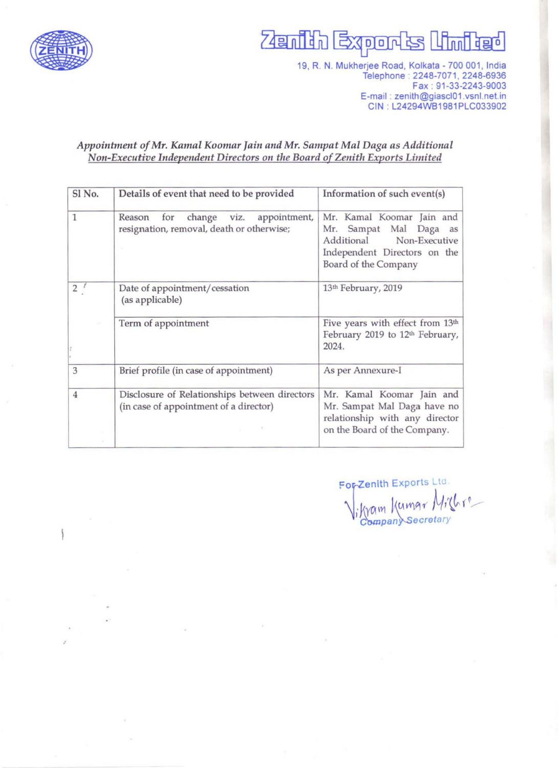# Zenith Exports Limited

19, R. N. Mukherjee Road, Kolkata - 700 001, India
Telephone : 2248-7071, 2248-6936
Fax : 91-33-2243-9003
E-mail : zenith@giascl01.vsnl.net.in
CIN : L24294WB1981PLC033902

*Appointment of Mr. Kamal Koomar Jain and Mr. Sampat Mal Daga as Additional Non-Executive Independent Directors on the Board of Zenith Exports Limited*

| Sl No. | Details of event that need to be provided | Information of such event(s) |
|---|---|---|
| 1 | Reason for change viz. appointment, resignation, removal, death or otherwise; | Mr. Kamal Koomar Jain and Mr. Sampat Mal Daga as Additional Non-Executive Independent Directors on the Board of the Company |
| 2 | Date of appointment/cessation (as applicable) | 13th February, 2019 |
| | Term of appointment | Five years with effect from 13th February 2019 to 12th February, 2024. |
| 3 | Brief profile (in case of appointment) | As per Annexure-I |
| 4 | Disclosure of Relationships between directors (in case of appointment of a director) | Mr. Kamal Koomar Jain and Mr. Sampat Mal Daga have no relationship with any director on the Board of the Company. |

For Zenith Exports Ltd.

Vikram Kumar Mishra

Company Secretary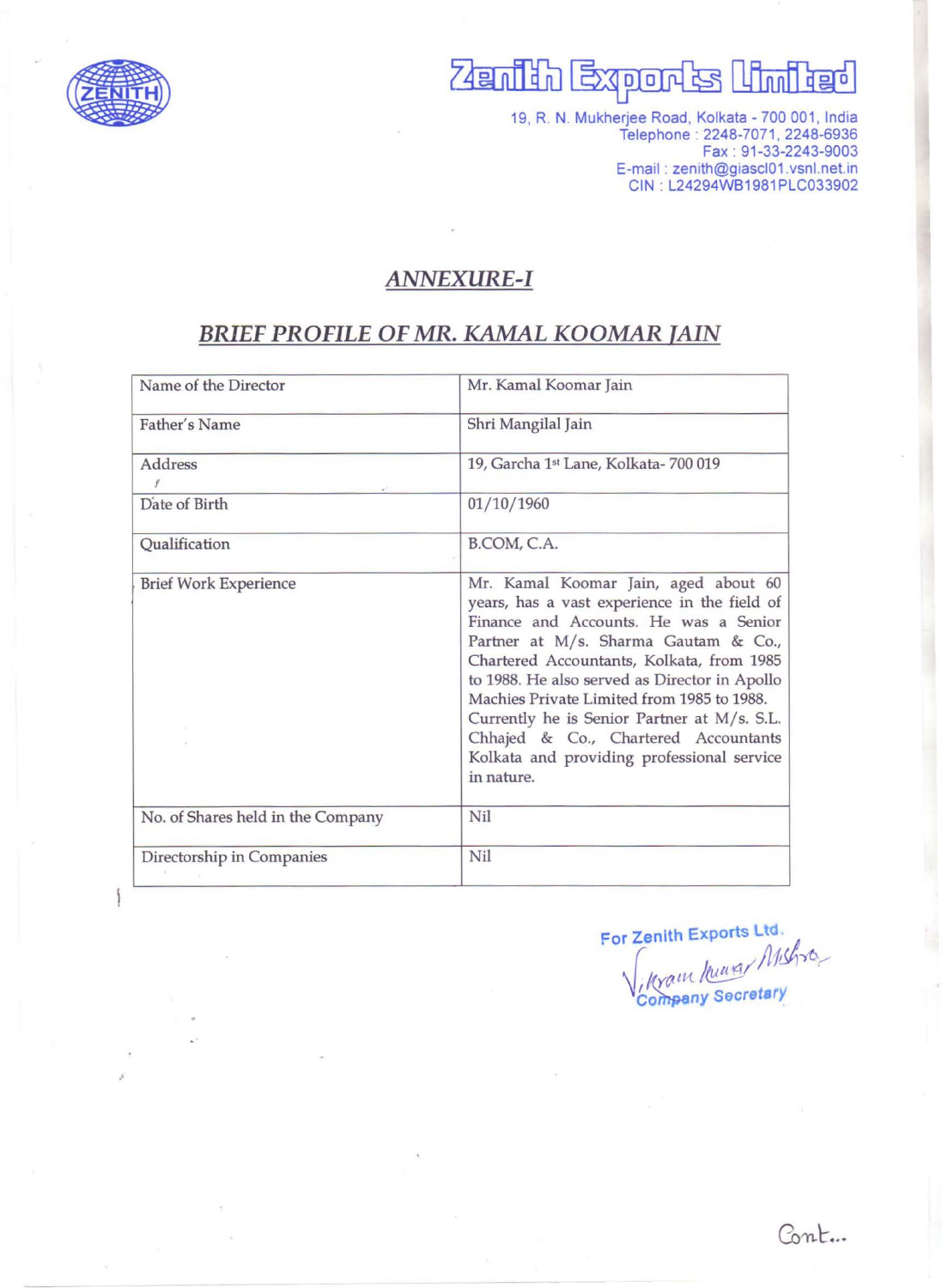# Zenith Exports Limited

19, R. N. Mukherjee Road, Kolkata - 700 001, India
Telephone : 2248-7071, 2248-6936
Fax : 91-33-2243-9003
E-mail : zenith@giascl01.vsnl.net.in
CIN : L24294WB1981PLC033902

## *ANNEXURE-I*

## *BRIEF PROFILE OF MR. KAMAL KOOMAR JAIN*

| Name of the Director | Mr. Kamal Koomar Jain |
|---|---|
| Father's Name | Shri Mangilal Jain |
| Address | 19, Garcha 1st Lane, Kolkata- 700 019 |
| Date of Birth | 01/10/1960 |
| Qualification | B.COM, C.A. |
| Brief Work Experience | Mr. Kamal Koomar Jain, aged about 60 years, has a vast experience in the field of Finance and Accounts. He was a Senior Partner at M/s. Sharma Gautam & Co., Chartered Accountants, Kolkata, from 1985 to 1988. He also served as Director in Apollo Machies Private Limited from 1985 to 1988. Currently he is Senior Partner at M/s. S.L. Chhajed & Co., Chartered Accountants Kolkata and providing professional service in nature. |
| No. of Shares held in the Company | Nil |
| Directorship in Companies | Nil |

For Zenith Exports Ltd.

Vikram Kumar Mishra

Company Secretary

Cont...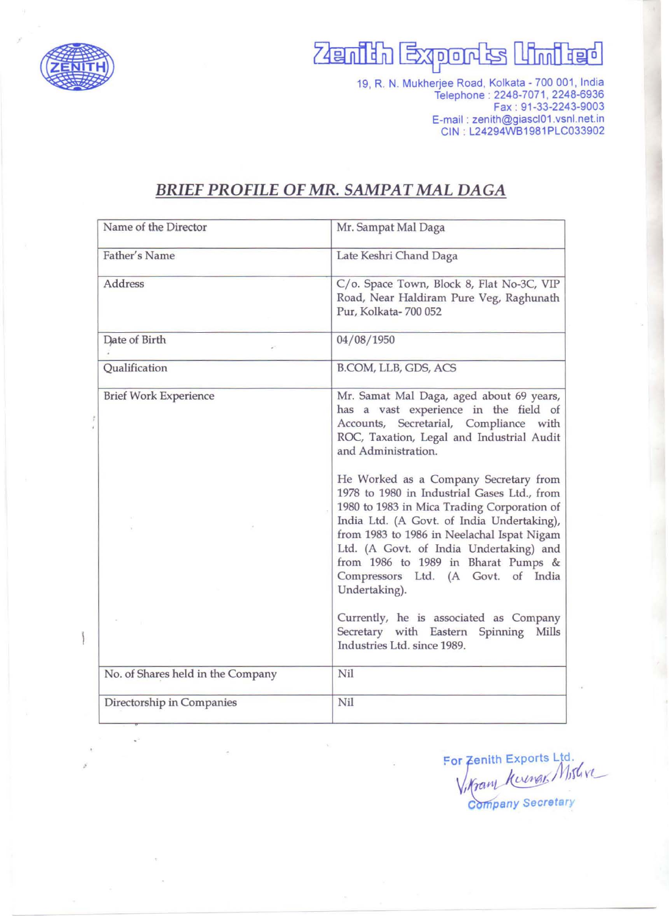# Zenith Exports Limited

19, R. N. Mukherjee Road, Kolkata - 700 001, India
Telephone : 2248-7071, 2248-6936
Fax : 91-33-2243-9003
E-mail : zenith@giascl01.vsnl.net.in
CIN : L24294WB1981PLC033902

## *BRIEF PROFILE OF MR. SAMPAT MAL DAGA*

| | |
|---|---|
| Name of the Director | Mr. Sampat Mal Daga |
| Father's Name | Late Keshri Chand Daga |
| Address | C/o. Space Town, Block 8, Flat No-3C, VIP Road, Near Haldiram Pure Veg, Raghunath Pur, Kolkata- 700 052 |
| Date of Birth | 04/08/1950 |
| Qualification | B.COM, LLB, GDS, ACS |
| Brief Work Experience | Mr. Samat Mal Daga, aged about 69 years, has a vast experience in the field of Accounts, Secretarial, Compliance with ROC, Taxation, Legal and Industrial Audit and Administration.<br><br>He Worked as a Company Secretary from 1978 to 1980 in Industrial Gases Ltd., from 1980 to 1983 in Mica Trading Corporation of India Ltd. (A Govt. of India Undertaking), from 1983 to 1986 in Neelachal Ispat Nigam Ltd. (A Govt. of India Undertaking) and from 1986 to 1989 in Bharat Pumps & Compressors Ltd. (A Govt. of India Undertaking).<br><br>Currently, he is associated as Company Secretary with Eastern Spinning Mills Industries Ltd. since 1989. |
| No. of Shares held in the Company | Nil |
| Directorship in Companies | Nil |

For Zenith Exports Ltd.

Vikram Kumar Mishra

Company Secretary